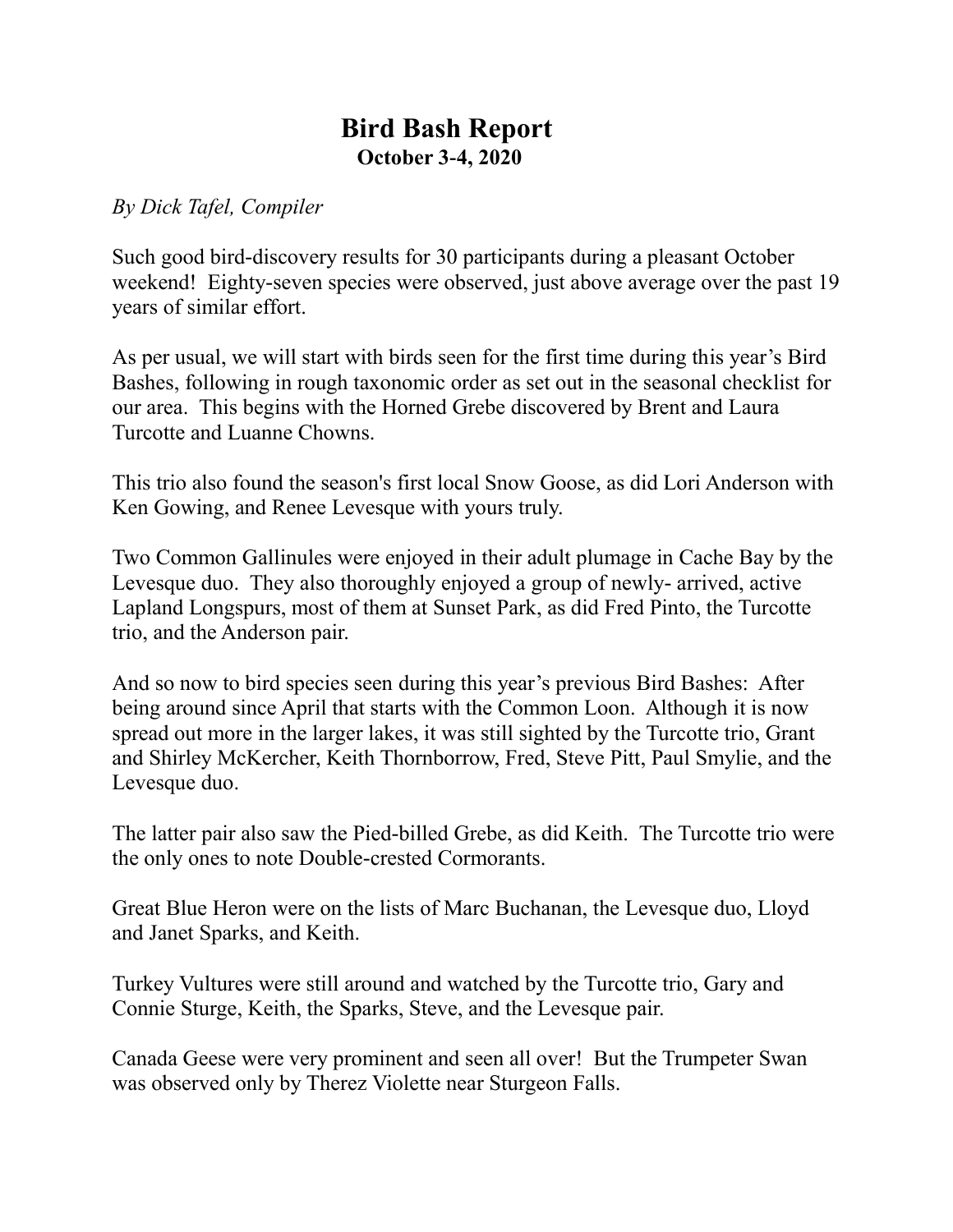# Bird Bash Report

**October 3-4, 2020**

*By Dick Tafel, Compiler*

Such good bird-discovery results for 30 participants during a pleasant October weekend! Eighty-seven species were observed, just above average over the past 19 years of similar effort.

As per usual, we will start with birds seen for the first time during this year's Bird Bashes, following in rough taxonomic order as set out in the seasonal checklist for our area. This begins with the Horned Grebe discovered by Brent and Laura Turcotte and Luanne Chowns.

This trio also found the season's first local Snow Goose, as did Lori Anderson with Ken Gowing, and Renee Levesque with yours truly.

Two Common Gallinules were enjoyed in their adult plumage in Cache Bay by the Levesque duo. They also thoroughly enjoyed a group of newly- arrived, active Lapland Longspurs, most of them at Sunset Park, as did Fred Pinto, the Turcotte trio, and the Anderson pair.

And so now to bird species seen during this year's previous Bird Bashes: After being around since April that starts with the Common Loon. Although it is now spread out more in the larger lakes, it was still sighted by the Turcotte trio, Grant and Shirley McKercher, Keith Thornborrow, Fred, Steve Pitt, Paul Smylie, and the Levesque duo.

The latter pair also saw the Pied-billed Grebe, as did Keith. The Turcotte trio were the only ones to note Double-crested Cormorants.

Great Blue Heron were on the lists of Marc Buchanan, the Levesque duo, Lloyd and Janet Sparks, and Keith.

Turkey Vultures were still around and watched by the Turcotte trio, Gary and Connie Sturge, Keith, the Sparks, Steve, and the Levesque pair.

Canada Geese were very prominent and seen all over! But the Trumpeter Swan was observed only by Therez Violette near Sturgeon Falls.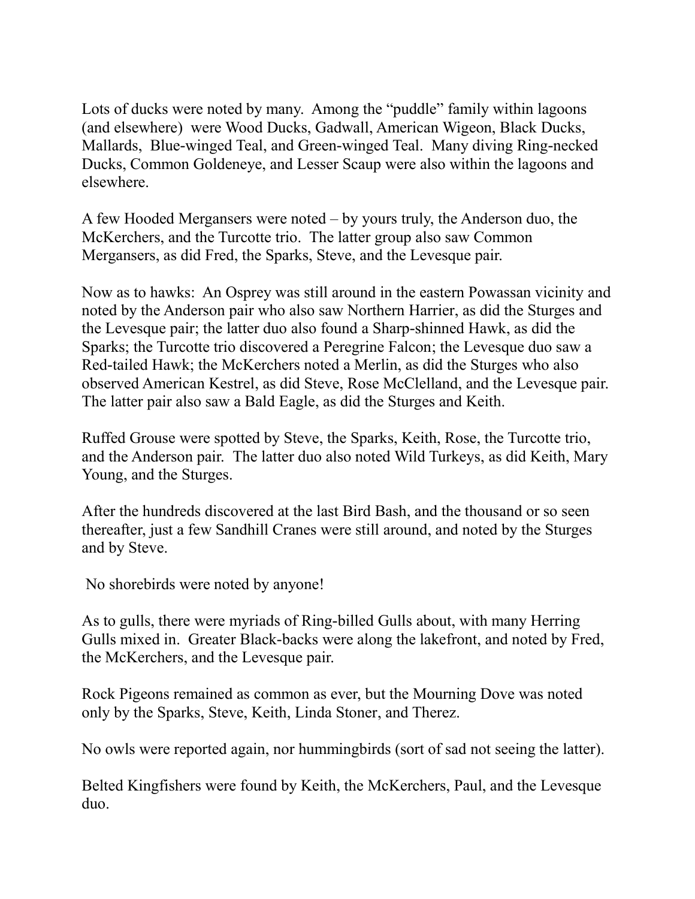Lots of ducks were noted by many. Among the "puddle" family within lagoons (and elsewhere) were Wood Ducks, Gadwall, American Wigeon, Black Ducks, Mallards, Blue-winged Teal, and Green-winged Teal. Many diving Ring-necked Ducks, Common Goldeneye, and Lesser Scaup were also within the lagoons and elsewhere.

A few Hooded Mergansers were noted – by yours truly, the Anderson duo, the McKerchers, and the Turcotte trio. The latter group also saw Common Mergansers, as did Fred, the Sparks, Steve, and the Levesque pair.

Now as to hawks: An Osprey was still around in the eastern Powassan vicinity and noted by the Anderson pair who also saw Northern Harrier, as did the Sturges and the Levesque pair; the latter duo also found a Sharp-shinned Hawk, as did the Sparks; the Turcotte trio discovered a Peregrine Falcon; the Levesque duo saw a Red-tailed Hawk; the McKerchers noted a Merlin, as did the Sturges who also observed American Kestrel, as did Steve, Rose McClelland, and the Levesque pair. The latter pair also saw a Bald Eagle, as did the Sturges and Keith.

Ruffed Grouse were spotted by Steve, the Sparks, Keith, Rose, the Turcotte trio, and the Anderson pair. The latter duo also noted Wild Turkeys, as did Keith, Mary Young, and the Sturges.

After the hundreds discovered at the last Bird Bash, and the thousand or so seen thereafter, just a few Sandhill Cranes were still around, and noted by the Sturges and by Steve.

No shorebirds were noted by anyone!

As to gulls, there were myriads of Ring-billed Gulls about, with many Herring Gulls mixed in. Greater Black-backs were along the lakefront, and noted by Fred, the McKerchers, and the Levesque pair.

Rock Pigeons remained as common as ever, but the Mourning Dove was noted only by the Sparks, Steve, Keith, Linda Stoner, and Therez.

No owls were reported again, nor hummingbirds (sort of sad not seeing the latter).

Belted Kingfishers were found by Keith, the McKerchers, Paul, and the Levesque duo.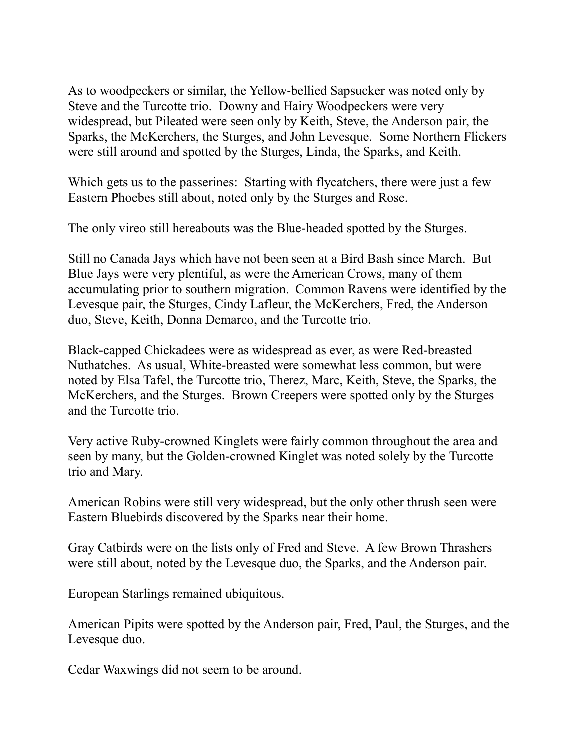As to woodpeckers or similar, the Yellow-bellied Sapsucker was noted only by Steve and the Turcotte trio. Downy and Hairy Woodpeckers were very widespread, but Pileated were seen only by Keith, Steve, the Anderson pair, the Sparks, the McKerchers, the Sturges, and John Levesque. Some Northern Flickers were still around and spotted by the Sturges, Linda, the Sparks, and Keith.

Which gets us to the passerines: Starting with flycatchers, there were just a few Eastern Phoebes still about, noted only by the Sturges and Rose.

The only vireo still hereabouts was the Blue-headed spotted by the Sturges.

Still no Canada Jays which have not been seen at a Bird Bash since March. But Blue Jays were very plentiful, as were the American Crows, many of them accumulating prior to southern migration. Common Ravens were identified by the Levesque pair, the Sturges, Cindy Lafleur, the McKerchers, Fred, the Anderson duo, Steve, Keith, Donna Demarco, and the Turcotte trio.

Black-capped Chickadees were as widespread as ever, as were Red-breasted Nuthatches. As usual, White-breasted were somewhat less common, but were noted by Elsa Tafel, the Turcotte trio, Therez, Marc, Keith, Steve, the Sparks, the McKerchers, and the Sturges. Brown Creepers were spotted only by the Sturges and the Turcotte trio.

Very active Ruby-crowned Kinglets were fairly common throughout the area and seen by many, but the Golden-crowned Kinglet was noted solely by the Turcotte trio and Mary.

American Robins were still very widespread, but the only other thrush seen were Eastern Bluebirds discovered by the Sparks near their home.

Gray Catbirds were on the lists only of Fred and Steve. A few Brown Thrashers were still about, noted by the Levesque duo, the Sparks, and the Anderson pair.

European Starlings remained ubiquitous.

American Pipits were spotted by the Anderson pair, Fred, Paul, the Sturges, and the Levesque duo.

Cedar Waxwings did not seem to be around.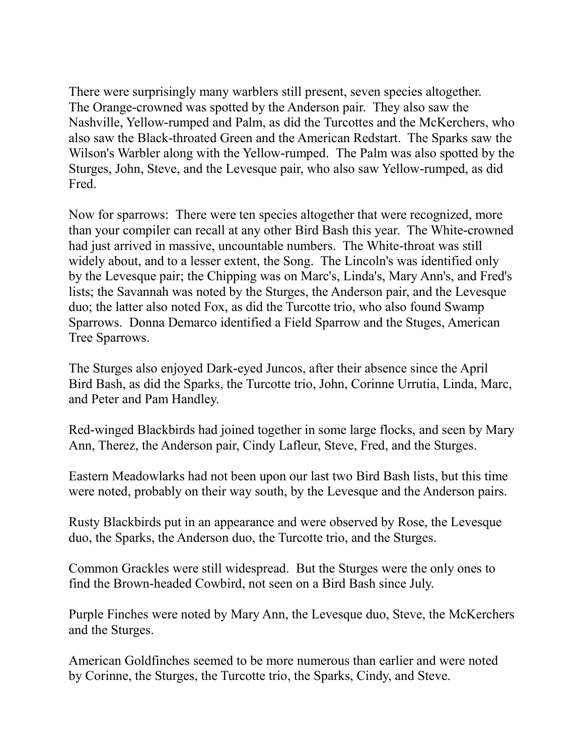There were surprisingly many warblers still present, seven species altogether. The Orange-crowned was spotted by the Anderson pair. They also saw the Nashville, Yellow-rumped and Palm, as did the Turcottes and the McKerchers, who also saw the Black-throated Green and the American Redstart. The Sparks saw the Wilson's Warbler along with the Yellow-rumped. The Palm was also spotted by the Sturges, John, Steve, and the Levesque pair, who also saw Yellow-rumped, as did Fred.

Now for sparrows: There were ten species altogether that were recognized, more than your compiler can recall at any other Bird Bash this year. The White-crowned had just arrived in massive, uncountable numbers. The White-throat was still widely about, and to a lesser extent, the Song. The Lincoln's was identified only by the Levesque pair; the Chipping was on Marc's, Linda's, Mary Ann's, and Fred's lists; the Savannah was noted by the Sturges, the Anderson pair, and the Levesque duo; the latter also noted Fox, as did the Turcotte trio, who also found Swamp Sparrows. Donna Demarco identified a Field Sparrow and the Stuges, American Tree Sparrows.

The Sturges also enjoyed Dark-eyed Juncos, after their absence since the April Bird Bash, as did the Sparks, the Turcotte trio, John, Corinne Urrutia, Linda, Marc, and Peter and Pam Handley.

Red-winged Blackbirds had joined together in some large flocks, and seen by Mary Ann, Therez, the Anderson pair, Cindy Lafleur, Steve, Fred, and the Sturges.

Eastern Meadowlarks had not been upon our last two Bird Bash lists, but this time were noted, probably on their way south, by the Levesque and the Anderson pairs.

Rusty Blackbirds put in an appearance and were observed by Rose, the Levesque duo, the Sparks, the Anderson duo, the Turcotte trio, and the Sturges.

Common Grackles were still widespread. But the Sturges were the only ones to find the Brown-headed Cowbird, not seen on a Bird Bash since July.

Purple Finches were noted by Mary Ann, the Levesque duo, Steve, the McKerchers and the Sturges.

American Goldfinches seemed to be more numerous than earlier and were noted by Corinne, the Sturges, the Turcotte trio, the Sparks, Cindy, and Steve.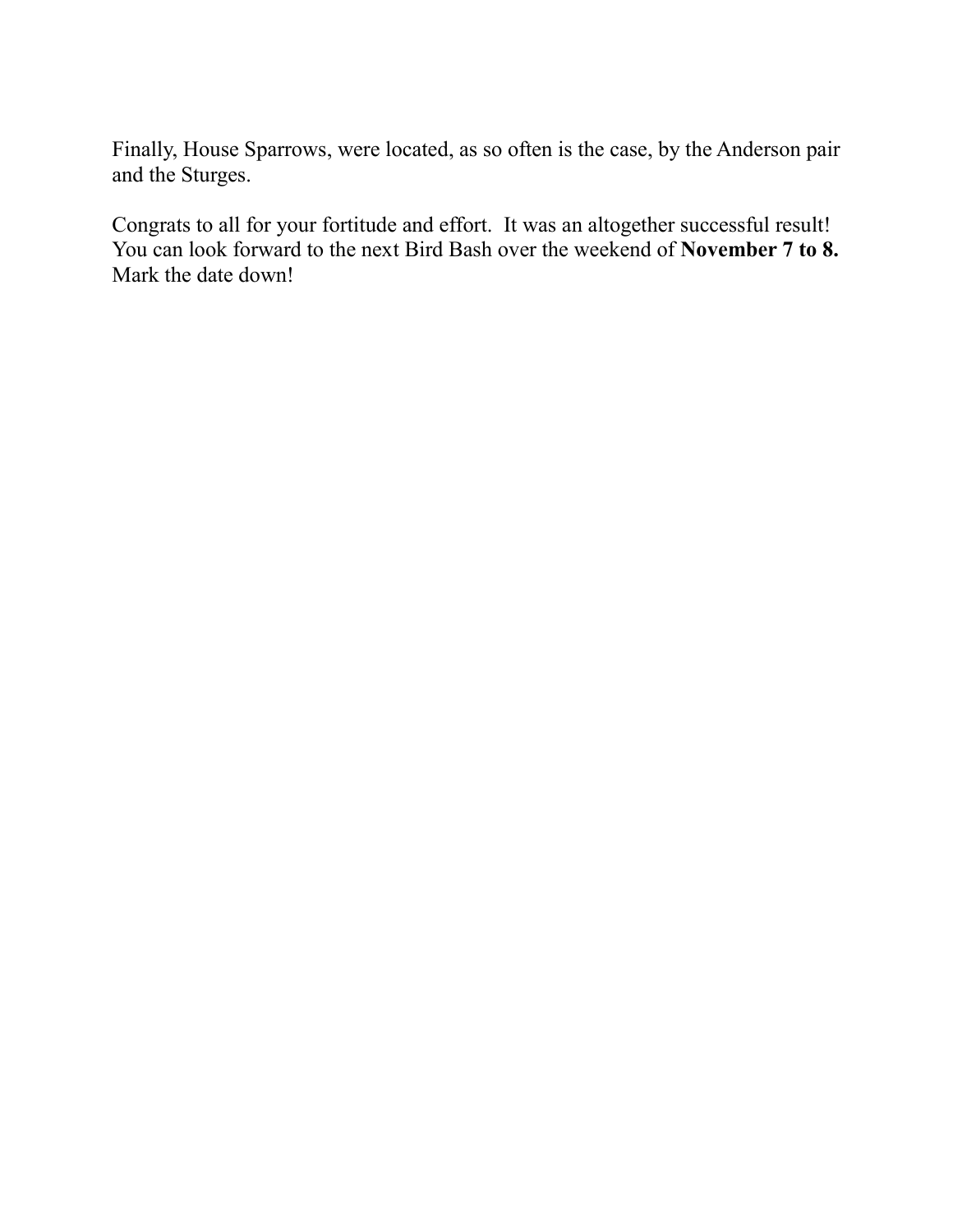Finally, House Sparrows, were located, as so often is the case, by the Anderson pair and the Sturges.

Congrats to all for your fortitude and effort. It was an altogether successful result! You can look forward to the next Bird Bash over the weekend of **November 7 to 8.** Mark the date down!